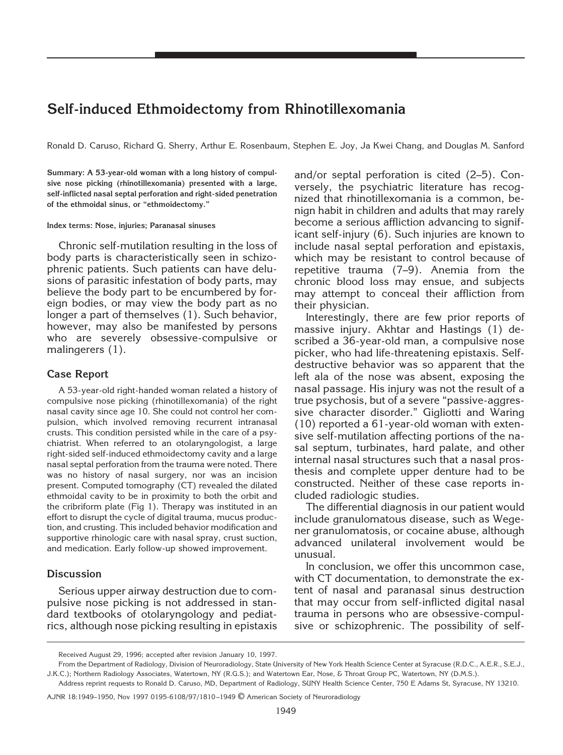# Self-induced Ethmoidectomy from Rhinotillexomania

Ronald D. Caruso, Richard G. Sherry, Arthur E. Rosenbaum, Stephen E. Joy, Ja Kwei Chang, and Douglas M. Sanford

**Summary: A 53-year-old woman with a long history of compulsive nose picking (rhinotillexomania) presented with a large, self-inflicted nasal septal perforation and right-sided penetration of the ethmoidal sinus, or "ethmoidectomy."**

**Index terms: Nose, injuries; Paranasal sinuses**

Chronic self-mutilation resulting in the loss of body parts is characteristically seen in schizophrenic patients. Such patients can have delusions of parasitic infestation of body parts, may believe the body part to be encumbered by foreign bodies, or may view the body part as no longer a part of themselves (1). Such behavior, however, may also be manifested by persons who are severely obsessive-compulsive or malingerers (1).

## Case Report

A 53-year-old right-handed woman related a history of compulsive nose picking (rhinotillexomania) of the right nasal cavity since age 10. She could not control her compulsion, which involved removing recurrent intranasal crusts. This condition persisted while in the care of a psychiatrist. When referred to an otolaryngologist, a large right-sided self-induced ethmoidectomy cavity and a large nasal septal perforation from the trauma were noted. There was no history of nasal surgery, nor was an incision present. Computed tomography (CT) revealed the dilated ethmoidal cavity to be in proximity to both the orbit and the cribriform plate (Fig 1). Therapy was instituted in an effort to disrupt the cycle of digital trauma, mucus production, and crusting. This included behavior modification and supportive rhinologic care with nasal spray, crust suction, and medication. Early follow-up showed improvement.

## Discussion

Serious upper airway destruction due to compulsive nose picking is not addressed in standard textbooks of otolaryngology and pediatrics, although nose picking resulting in epistaxis and/or septal perforation is cited (2–5). Conversely, the psychiatric literature has recognized that rhinotillexomania is a common, benign habit in children and adults that may rarely become a serious affliction advancing to significant self-injury (6). Such injuries are known to include nasal septal perforation and epistaxis, which may be resistant to control because of repetitive trauma (7–9). Anemia from the chronic blood loss may ensue, and subjects may attempt to conceal their affliction from their physician.

Interestingly, there are few prior reports of massive injury. Akhtar and Hastings (1) described a 36-year-old man, a compulsive nose picker, who had life-threatening epistaxis. Self-destructive behavior was so apparent that the left ala of the nose was absent, exposing the nasal passage. His injury was not the result of a true psychosis, but of a severe "passive-aggressive character disorder." Gigliotti and Waring (10) reported a 61-year-old woman with extensive self-mutilation affecting portions of the nasal septum, turbinates, hard palate, and other internal nasal structures such that a nasal prosthesis and complete upper denture had to be constructed. Neither of these case reports included radiologic studies.

The differential diagnosis in our patient would include granulomatous disease, such as Wegener granulomatosis, or cocaine abuse, although advanced unilateral involvement would be unusual.

In conclusion, we offer this uncommon case, with CT documentation, to demonstrate the extent of nasal and paranasal sinus destruction that may occur from self-inflicted digital nasal trauma in persons who are obsessive-compulsive or schizophrenic. The possibility of self-

---

Received August 29, 1996; accepted after revision January 10, 1997.

From the Department of Radiology, Division of Neuroradiology, State University of New York Health Science Center at Syracuse (R.D.C., A.E.R., S.E.J., J.K.C.); Northern Radiology Associates, Watertown, NY (R.G.S.); and Watertown Ear, Nose, & Throat Group PC, Watertown, NY (D.M.S.).

Address reprint requests to Ronald D. Caruso, MD, Department of Radiology, SUNY Health Science Center, 750 E Adams St, Syracuse, NY 13210.

AJNR 18:1949–1950, Nov 1997 0195-6108/97/1810–1949 © American Society of Neuroradiology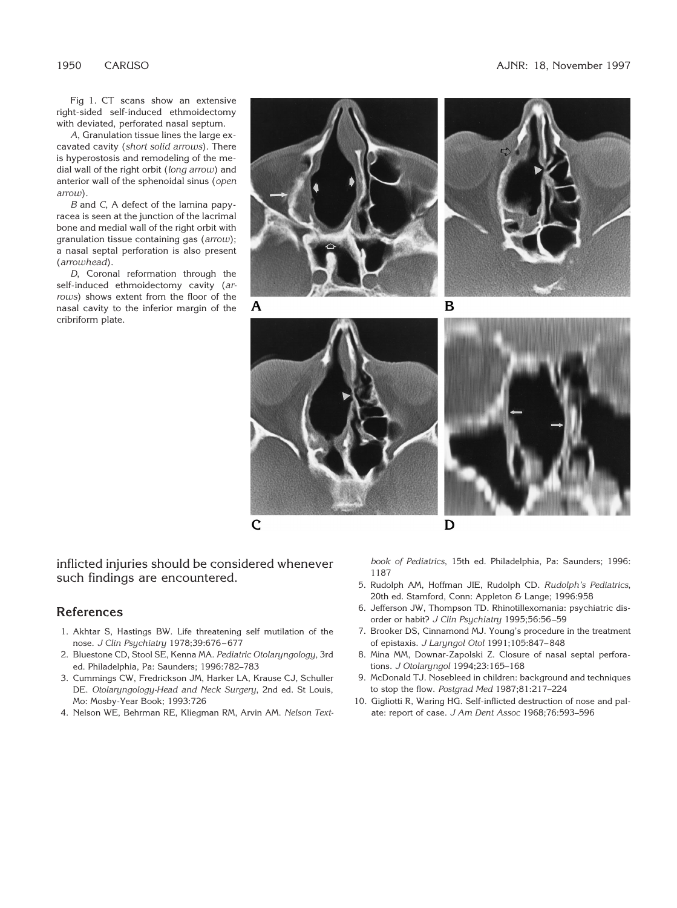Fig 1. CT scans show an extensive right-sided self-induced ethmoidectomy with deviated, perforated nasal septum.

*A*, Granulation tissue lines the large excavated cavity (*short solid arrows*). There is hyperostosis and remodeling of the medial wall of the right orbit (*long arrow*) and anterior wall of the sphenoidal sinus (*open arrow*).

*B* and *C*, A defect of the lamina papyracea is seen at the junction of the lacrimal bone and medial wall of the right orbit with granulation tissue containing gas (*arrow*); a nasal septal perforation is also present (*arrowhead*).

*D*, Coronal reformation through the self-induced ethmoidectomy cavity (*arrows*) shows extent from the floor of the nasal cavity to the inferior margin of the cribriform plate.

inflicted injuries should be considered whenever such findings are encountered.

## References

1. Akhtar S, Hastings BW. Life threatening self mutilation of the nose. *J Clin Psychiatry* 1978;39:676–677
2. Bluestone CD, Stool SE, Kenna MA. *Pediatric Otolaryngology*, 3rd ed. Philadelphia, Pa: Saunders; 1996:782–783
3. Cummings CW, Fredrickson JM, Harker LA, Krause CJ, Schuller DE. *Otolaryngology-Head and Neck Surgery*, 2nd ed. St Louis, Mo: Mosby-Year Book; 1993:726
4. Nelson WE, Behrman RE, Kliegman RM, Arvin AM. *Nelson Textbook of Pediatrics*, 15th ed. Philadelphia, Pa: Saunders; 1996: 1187
5. Rudolph AM, Hoffman JIE, Rudolph CD. *Rudolph's Pediatrics*, 20th ed. Stamford, Conn: Appleton & Lange; 1996:958
6. Jefferson JW, Thompson TD. Rhinotillexomania: psychiatric disorder or habit? *J Clin Psychiatry* 1995;56:56–59
7. Brooker DS, Cinnamond MJ. Young's procedure in the treatment of epistaxis. *J Laryngol Otol* 1991;105:847–848
8. Mina MM, Downar-Zapolski Z. Closure of nasal septal perforations. *J Otolaryngol* 1994;23:165–168
9. McDonald TJ. Nosebleed in children: background and techniques to stop the flow. *Postgrad Med* 1987;81:217–224
10. Gigliotti R, Waring HG. Self-inflicted destruction of nose and palate: report of case. *J Am Dent Assoc* 1968;76:593–596